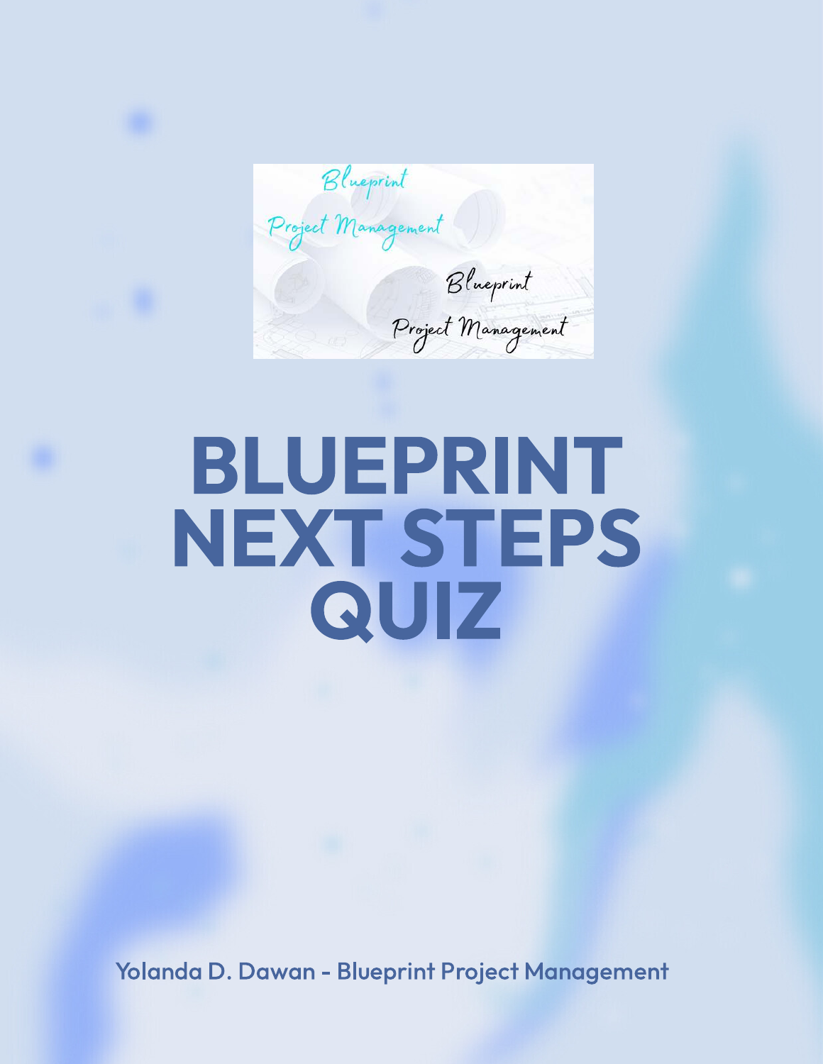Blueprint Project Management

Blueprint Project Management

# BLUEPRINT NEXT STEPS QUIZ

Yolanda D. Dawan - Blueprint Project Management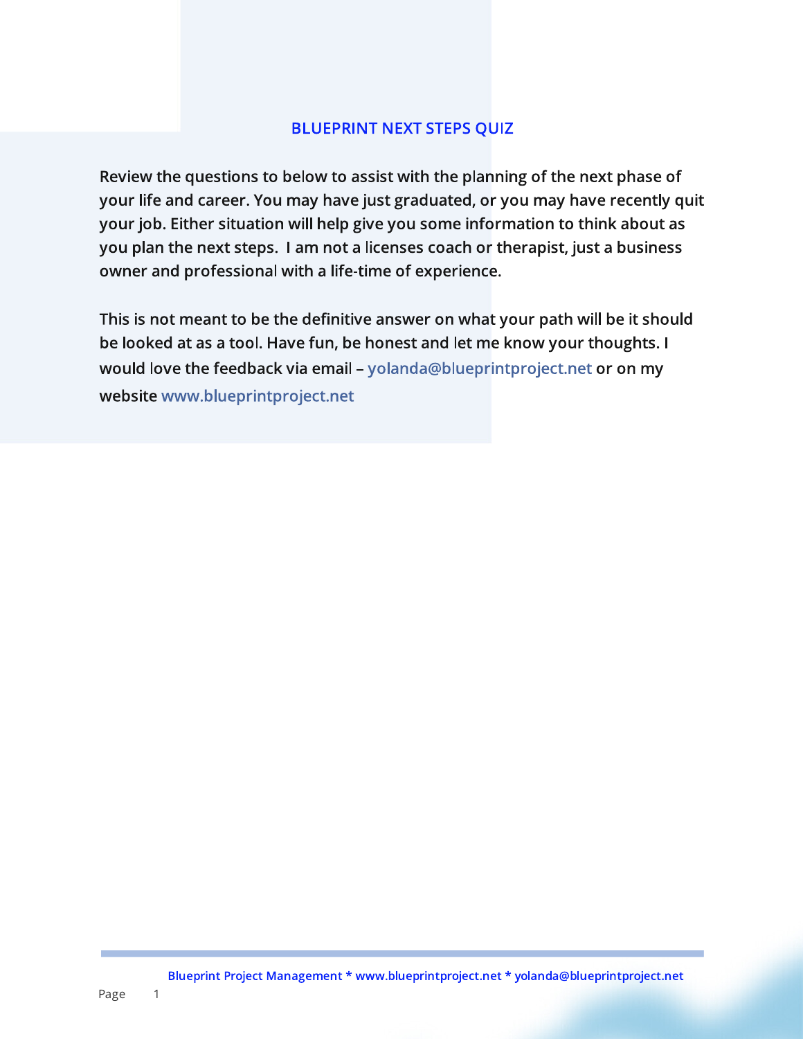## BLUEPRINT NEXT STEPS QUIZ

Review the questions to below to assist with the planning of the next phase of your life and career. You may have just graduated, or you may have recently quit your job. Either situation will help give you some information to think about as you plan the next steps.  I am not a licenses coach or therapist, just a business owner and professional with a life-time of experience.

This is not meant to be the definitive answer on what your path will be it should be looked at as a tool. Have fun, be honest and let me know your thoughts. I would love the feedback via email – yolanda@blueprintproject.net or on my website www.blueprintproject.net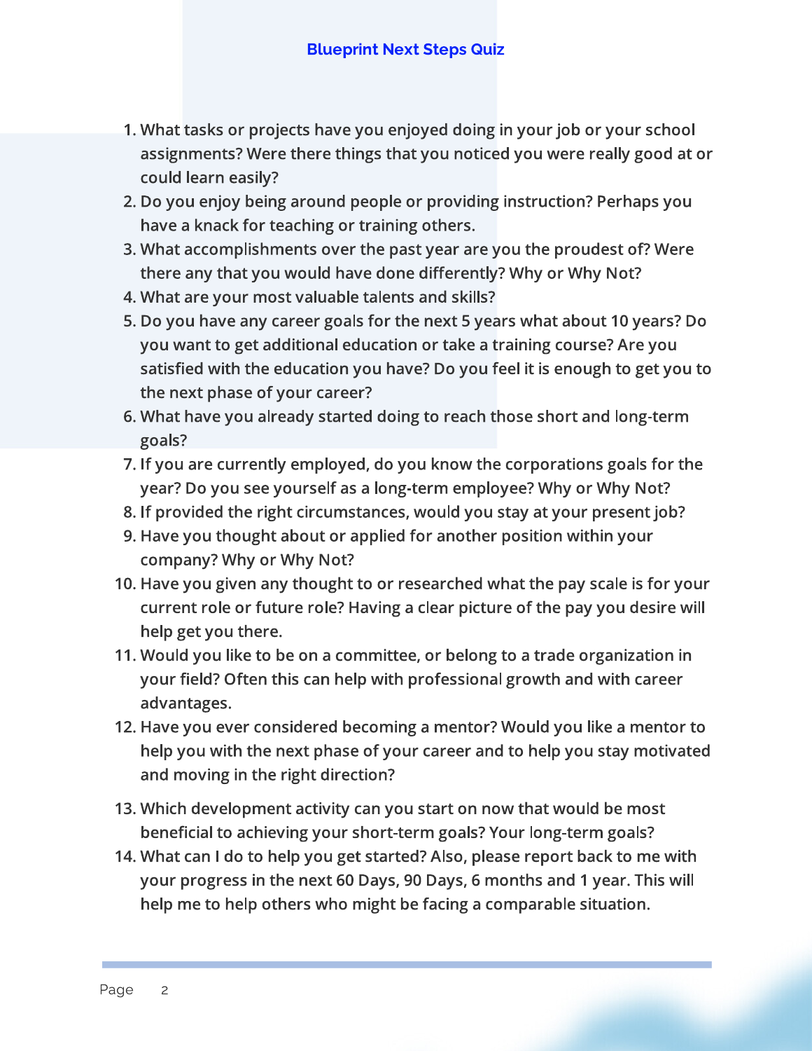## Blueprint Next Steps Quiz

1. What tasks or projects have you enjoyed doing in your job or your school assignments? Were there things that you noticed you were really good at or could learn easily?
2. Do you enjoy being around people or providing instruction? Perhaps you have a knack for teaching or training others.
3. What accomplishments over the past year are you the proudest of? Were there any that you would have done differently? Why or Why Not?
4. What are your most valuable talents and skills?
5. Do you have any career goals for the next 5 years what about 10 years? Do you want to get additional education or take a training course? Are you satisfied with the education you have? Do you feel it is enough to get you to the next phase of your career?
6. What have you already started doing to reach those short and long-term goals?
7. If you are currently employed, do you know the corporations goals for the year? Do you see yourself as a long-term employee? Why or Why Not?
8. If provided the right circumstances, would you stay at your present job?
9. Have you thought about or applied for another position within your company? Why or Why Not?
10. Have you given any thought to or researched what the pay scale is for your current role or future role? Having a clear picture of the pay you desire will help get you there.
11. Would you like to be on a committee, or belong to a trade organization in your field? Often this can help with professional growth and with career advantages.
12. Have you ever considered becoming a mentor? Would you like a mentor to help you with the next phase of your career and to help you stay motivated and moving in the right direction?
13. Which development activity can you start on now that would be most beneficial to achieving your short-term goals? Your long-term goals?
14. What can I do to help you get started? Also, please report back to me with your progress in the next 60 Days, 90 Days, 6 months and 1 year. This will help me to help others who might be facing a comparable situation.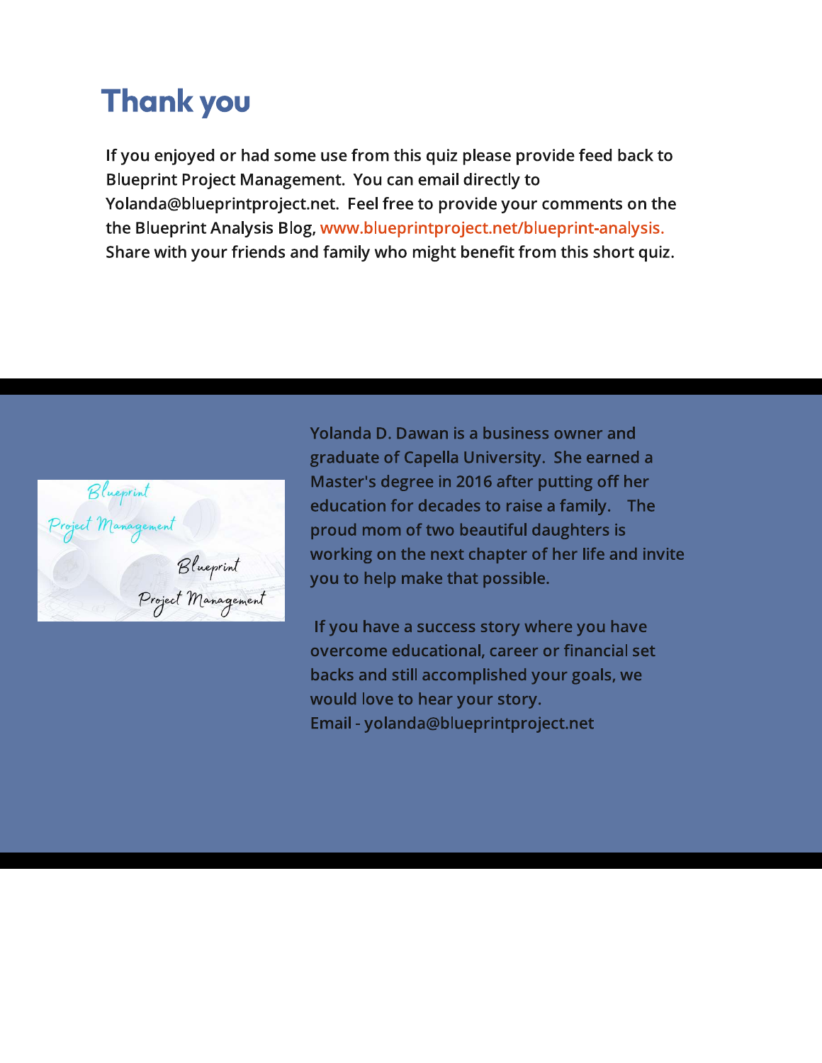# Thank you

If you enjoyed or had some use from this quiz please provide feed back to Blueprint Project Management. You can email directly to Yolanda@blueprintproject.net. Feel free to provide your comments on the the Blueprint Analysis Blog, www.blueprintproject.net/blueprint-analysis. Share with your friends and family who might benefit from this short quiz.

Yolanda D. Dawan is a business owner and graduate of Capella University. She earned a Master's degree in 2016 after putting off her education for decades to raise a family. The proud mom of two beautiful daughters is working on the next chapter of her life and invite you to help make that possible.

If you have a success story where you have overcome educational, career or financial set backs and still accomplished your goals, we would love to hear your story.
Email - yolanda@blueprintproject.net